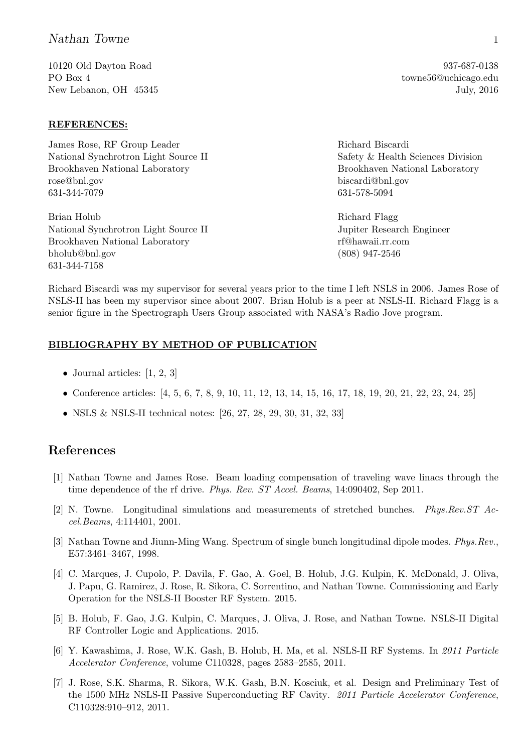Nathan Towne

10120 Old Dayton Road
PO Box 4
New Lebanon, OH 45345

937-687-0138
towne56@uchicago.edu
July, 2016

**REFERENCES:**

James Rose, RF Group Leader
National Synchrotron Light Source II
Brookhaven National Laboratory
rose@bnl.gov
631-344-7079

Richard Biscardi
Safety & Health Sciences Division
Brookhaven National Laboratory
biscardi@bnl.gov
631-578-5094

Brian Holub
National Synchrotron Light Source II
Brookhaven National Laboratory
bholub@bnl.gov
631-344-7158

Richard Flagg
Jupiter Research Engineer
rf@hawaii.rr.com
(808) 947-2546

Richard Biscardi was my supervisor for several years prior to the time I left NSLS in 2006. James Rose of NSLS-II has been my supervisor since about 2007. Brian Holub is a peer at NSLS-II. Richard Flagg is a senior figure in the Spectrograph Users Group associated with NASA's Radio Jove program.

**BIBLIOGRAPHY BY METHOD OF PUBLICATION**

- Journal articles: [1, 2, 3]
- Conference articles: [4, 5, 6, 7, 8, 9, 10, 11, 12, 13, 14, 15, 16, 17, 18, 19, 20, 21, 22, 23, 24, 25]
- NSLS & NSLS-II technical notes: [26, 27, 28, 29, 30, 31, 32, 33]

## References

[1] Nathan Towne and James Rose. Beam loading compensation of traveling wave linacs through the time dependence of the rf drive. *Phys. Rev. ST Accel. Beams*, 14:090402, Sep 2011.

[2] N. Towne. Longitudinal simulations and measurements of stretched bunches. *Phys.Rev.ST Accel.Beams*, 4:114401, 2001.

[3] Nathan Towne and Jiunn-Ming Wang. Spectrum of single bunch longitudinal dipole modes. *Phys.Rev.*, E57:3461–3467, 1998.

[4] C. Marques, J. Cupolo, P. Davila, F. Gao, A. Goel, B. Holub, J.G. Kulpin, K. McDonald, J. Oliva, J. Papu, G. Ramirez, J. Rose, R. Sikora, C. Sorrentino, and Nathan Towne. Commissioning and Early Operation for the NSLS-II Booster RF System. 2015.

[5] B. Holub, F. Gao, J.G. Kulpin, C. Marques, J. Oliva, J. Rose, and Nathan Towne. NSLS-II Digital RF Controller Logic and Applications. 2015.

[6] Y. Kawashima, J. Rose, W.K. Gash, B. Holub, H. Ma, et al. NSLS-II RF Systems. In *2011 Particle Accelerator Conference*, volume C110328, pages 2583–2585, 2011.

[7] J. Rose, S.K. Sharma, R. Sikora, W.K. Gash, B.N. Kosciuk, et al. Design and Preliminary Test of the 1500 MHz NSLS-II Passive Superconducting RF Cavity. *2011 Particle Accelerator Conference*, C110328:910–912, 2011.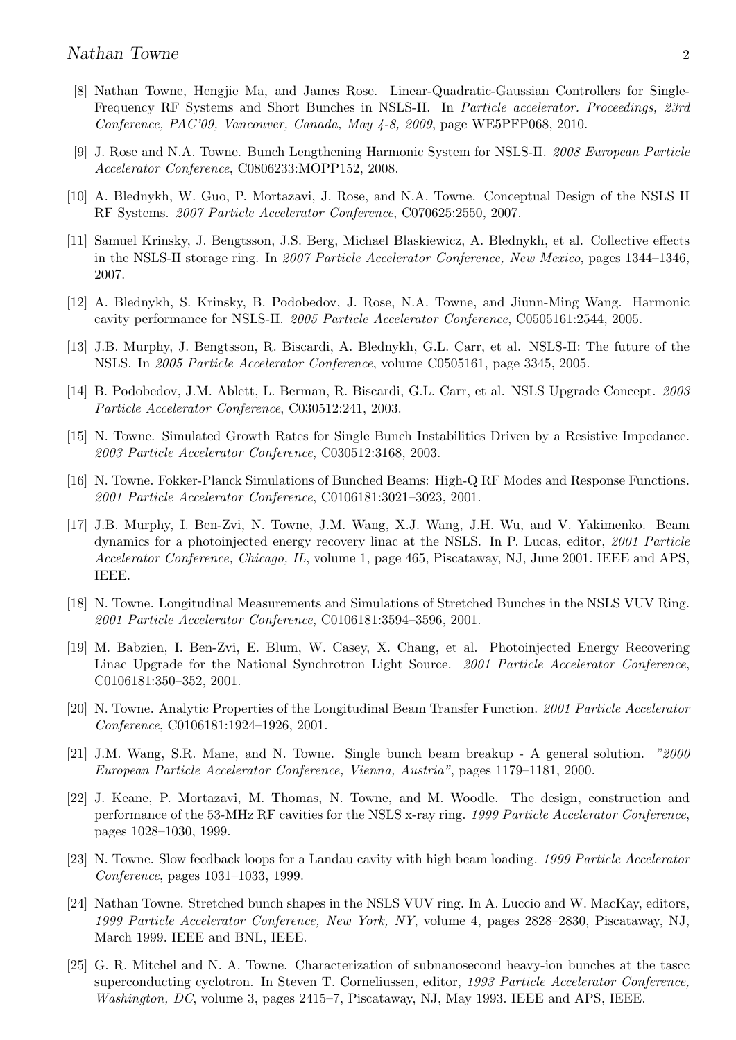[8] Nathan Towne, Hengjie Ma, and James Rose. Linear-Quadratic-Gaussian Controllers for Single-Frequency RF Systems and Short Bunches in NSLS-II. In *Particle accelerator. Proceedings, 23rd Conference, PAC'09, Vancouver, Canada, May 4-8, 2009*, page WE5PFP068, 2010.

[9] J. Rose and N.A. Towne. Bunch Lengthening Harmonic System for NSLS-II. *2008 European Particle Accelerator Conference*, C0806233:MOPP152, 2008.

[10] A. Blednykh, W. Guo, P. Mortazavi, J. Rose, and N.A. Towne. Conceptual Design of the NSLS II RF Systems. *2007 Particle Accelerator Conference*, C070625:2550, 2007.

[11] Samuel Krinsky, J. Bengtsson, J.S. Berg, Michael Blaskiewicz, A. Blednykh, et al. Collective effects in the NSLS-II storage ring. In *2007 Particle Accelerator Conference, New Mexico*, pages 1344–1346, 2007.

[12] A. Blednykh, S. Krinsky, B. Podobedov, J. Rose, N.A. Towne, and Jiunn-Ming Wang. Harmonic cavity performance for NSLS-II. *2005 Particle Accelerator Conference*, C0505161:2544, 2005.

[13] J.B. Murphy, J. Bengtsson, R. Biscardi, A. Blednykh, G.L. Carr, et al. NSLS-II: The future of the NSLS. In *2005 Particle Accelerator Conference*, volume C0505161, page 3345, 2005.

[14] B. Podobedov, J.M. Ablett, L. Berman, R. Biscardi, G.L. Carr, et al. NSLS Upgrade Concept. *2003 Particle Accelerator Conference*, C030512:241, 2003.

[15] N. Towne. Simulated Growth Rates for Single Bunch Instabilities Driven by a Resistive Impedance. *2003 Particle Accelerator Conference*, C030512:3168, 2003.

[16] N. Towne. Fokker-Planck Simulations of Bunched Beams: High-Q RF Modes and Response Functions. *2001 Particle Accelerator Conference*, C0106181:3021–3023, 2001.

[17] J.B. Murphy, I. Ben-Zvi, N. Towne, J.M. Wang, X.J. Wang, J.H. Wu, and V. Yakimenko. Beam dynamics for a photoinjected energy recovery linac at the NSLS. In P. Lucas, editor, *2001 Particle Accelerator Conference, Chicago, IL*, volume 1, page 465, Piscataway, NJ, June 2001. IEEE and APS, IEEE.

[18] N. Towne. Longitudinal Measurements and Simulations of Stretched Bunches in the NSLS VUV Ring. *2001 Particle Accelerator Conference*, C0106181:3594–3596, 2001.

[19] M. Babzien, I. Ben-Zvi, E. Blum, W. Casey, X. Chang, et al. Photoinjected Energy Recovering Linac Upgrade for the National Synchrotron Light Source. *2001 Particle Accelerator Conference*, C0106181:350–352, 2001.

[20] N. Towne. Analytic Properties of the Longitudinal Beam Transfer Function. *2001 Particle Accelerator Conference*, C0106181:1924–1926, 2001.

[21] J.M. Wang, S.R. Mane, and N. Towne. Single bunch beam breakup - A general solution. *"2000 European Particle Accelerator Conference, Vienna, Austria"*, pages 1179–1181, 2000.

[22] J. Keane, P. Mortazavi, M. Thomas, N. Towne, and M. Woodle. The design, construction and performance of the 53-MHz RF cavities for the NSLS x-ray ring. *1999 Particle Accelerator Conference*, pages 1028–1030, 1999.

[23] N. Towne. Slow feedback loops for a Landau cavity with high beam loading. *1999 Particle Accelerator Conference*, pages 1031–1033, 1999.

[24] Nathan Towne. Stretched bunch shapes in the NSLS VUV ring. In A. Luccio and W. MacKay, editors, *1999 Particle Accelerator Conference, New York, NY*, volume 4, pages 2828–2830, Piscataway, NJ, March 1999. IEEE and BNL, IEEE.

[25] G. R. Mitchel and N. A. Towne. Characterization of subnanosecond heavy-ion bunches at the tascc superconducting cyclotron. In Steven T. Corneliussen, editor, *1993 Particle Accelerator Conference, Washington, DC*, volume 3, pages 2415–7, Piscataway, NJ, May 1993. IEEE and APS, IEEE.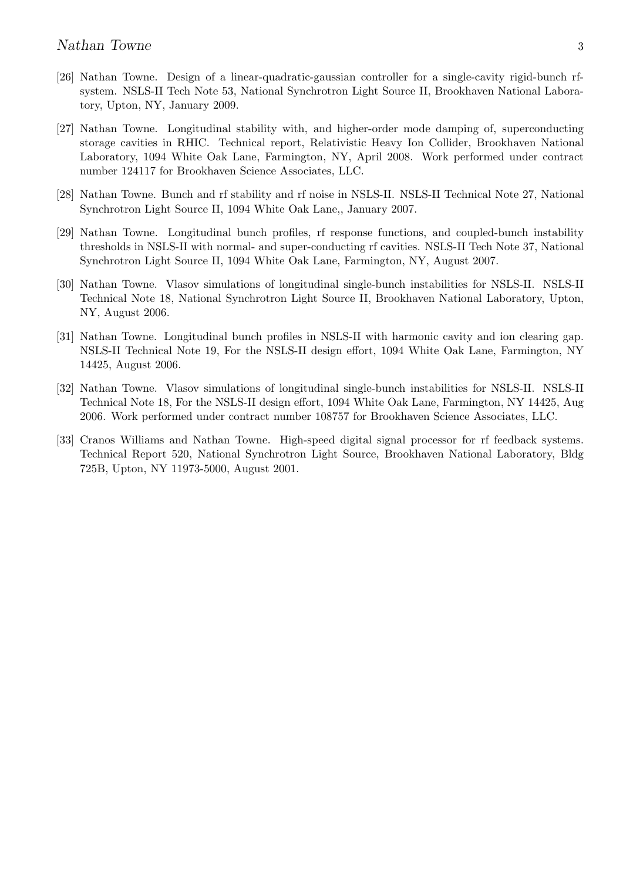[26] Nathan Towne. Design of a linear-quadratic-gaussian controller for a single-cavity rigid-bunch rf-system. NSLS-II Tech Note 53, National Synchrotron Light Source II, Brookhaven National Laboratory, Upton, NY, January 2009.

[27] Nathan Towne. Longitudinal stability with, and higher-order mode damping of, superconducting storage cavities in RHIC. Technical report, Relativistic Heavy Ion Collider, Brookhaven National Laboratory, 1094 White Oak Lane, Farmington, NY, April 2008. Work performed under contract number 124117 for Brookhaven Science Associates, LLC.

[28] Nathan Towne. Bunch and rf stability and rf noise in NSLS-II. NSLS-II Technical Note 27, National Synchrotron Light Source II, 1094 White Oak Lane,, January 2007.

[29] Nathan Towne. Longitudinal bunch profiles, rf response functions, and coupled-bunch instability thresholds in NSLS-II with normal- and super-conducting rf cavities. NSLS-II Tech Note 37, National Synchrotron Light Source II, 1094 White Oak Lane, Farmington, NY, August 2007.

[30] Nathan Towne. Vlasov simulations of longitudinal single-bunch instabilities for NSLS-II. NSLS-II Technical Note 18, National Synchrotron Light Source II, Brookhaven National Laboratory, Upton, NY, August 2006.

[31] Nathan Towne. Longitudinal bunch profiles in NSLS-II with harmonic cavity and ion clearing gap. NSLS-II Technical Note 19, For the NSLS-II design effort, 1094 White Oak Lane, Farmington, NY 14425, August 2006.

[32] Nathan Towne. Vlasov simulations of longitudinal single-bunch instabilities for NSLS-II. NSLS-II Technical Note 18, For the NSLS-II design effort, 1094 White Oak Lane, Farmington, NY 14425, Aug 2006. Work performed under contract number 108757 for Brookhaven Science Associates, LLC.

[33] Cranos Williams and Nathan Towne. High-speed digital signal processor for rf feedback systems. Technical Report 520, National Synchrotron Light Source, Brookhaven National Laboratory, Bldg 725B, Upton, NY 11973-5000, August 2001.